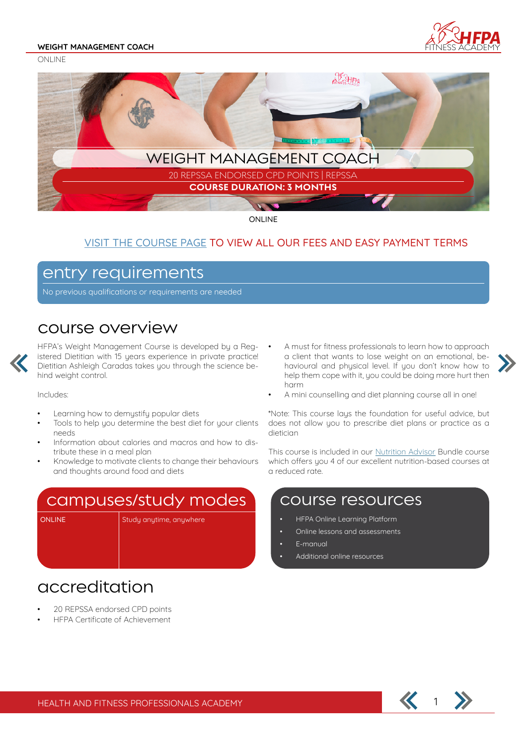# WEIGHT MANAGEMENT COACH

ONLINE

WEIGHT MANAGEMENT COACH

20 REPSSA ENDORSED CPD POINTS | REPSSA

**COURSE DURATION: 3 MONTHS**

ONLINE

VISIT THE COURSE PAGE TO VIEW ALL OUR FEES AND EASY PAYMENT TERMS

## entry requirements

No previous qualifications or requirements are needed

## course overview

HFPA's Weight Management Course is developed by a Registered Dietitian with 15 years experience in private practice! Dietitian Ashleigh Caradas takes you through the science behind weight control.

Includes:

- Learning how to demystify popular diets
- Tools to help you determine the best diet for your clients needs
- Information about calories and macros and how to distribute these in a meal plan
- Knowledge to motivate clients to change their behaviours and thoughts around food and diets
- A must for fitness professionals to learn how to approach a client that wants to lose weight on an emotional, behavioural and physical level. If you don't know how to help them cope with it, you could be doing more hurt then harm
- A mini counselling and diet planning course all in one!

*Note: This course lays the foundation for useful advice, but does not allow you to prescribe diet plans or practice as a dietician

This course is included in our Nutrition Advisor Bundle course which offers you 4 of our excellent nutrition-based courses at a reduced rate.

## campuses/study modes

| ONLINE | Study anytime, anywhere |
|---|---|

## course resources

- HFPA Online Learning Platform
- Online lessons and assessments
- E-manual
- Additional online resources

## accreditation

- 20 REPSSA endorsed CPD points
- HFPA Certificate of Achievement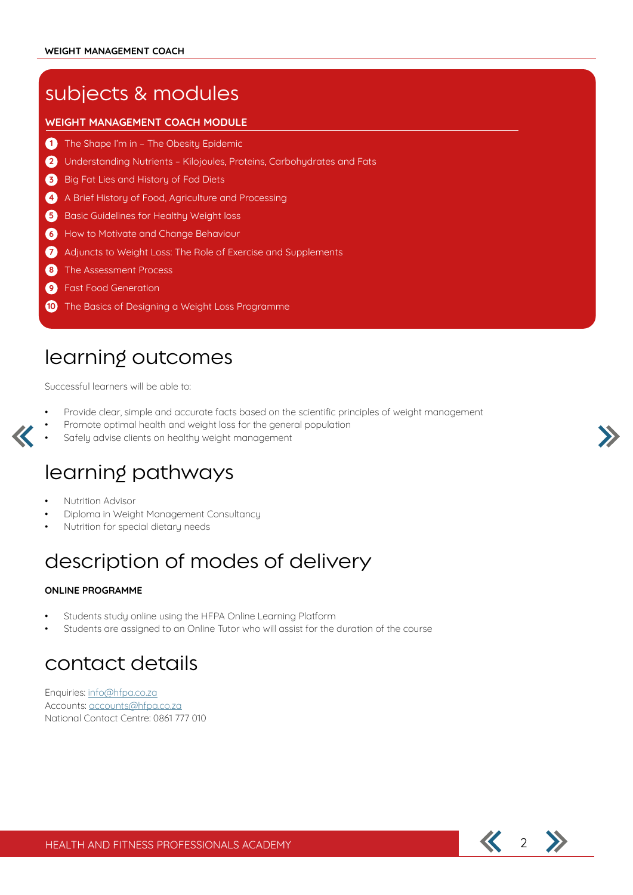## subjects & modules

### WEIGHT MANAGEMENT COACH MODULE

1. The Shape I'm in – The Obesity Epidemic
2. Understanding Nutrients – Kilojoules, Proteins, Carbohydrates and Fats
3. Big Fat Lies and History of Fad Diets
4. A Brief History of Food, Agriculture and Processing
5. Basic Guidelines for Healthy Weight loss
6. How to Motivate and Change Behaviour
7. Adjuncts to Weight Loss: The Role of Exercise and Supplements
8. The Assessment Process
9. Fast Food Generation
10. The Basics of Designing a Weight Loss Programme

## learning outcomes

Successful learners will be able to:

- Provide clear, simple and accurate facts based on the scientific principles of weight management
- Promote optimal health and weight loss for the general population
- Safely advise clients on healthy weight management

## learning pathways

- Nutrition Advisor
- Diploma in Weight Management Consultancy
- Nutrition for special dietary needs

## description of modes of delivery

### ONLINE PROGRAMME

- Students study online using the HFPA Online Learning Platform
- Students are assigned to an Online Tutor who will assist for the duration of the course

## contact details

Enquiries: info@hfpa.co.za
Accounts: accounts@hfpa.co.za
National Contact Centre: 0861 777 010